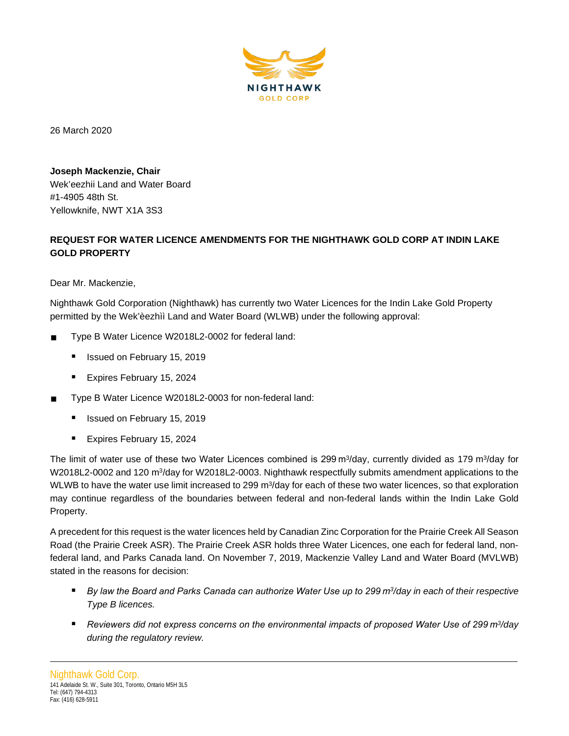26 March 2020

**Joseph Mackenzie, Chair**
Wek'eezhii Land and Water Board
#1-4905 48th St.
Yellowknife, NWT X1A 3S3

**REQUEST FOR WATER LICENCE AMENDMENTS FOR THE NIGHTHAWK GOLD CORP AT INDIN LAKE GOLD PROPERTY**

Dear Mr. Mackenzie,

Nighthawk Gold Corporation (Nighthawk) has currently two Water Licences for the Indin Lake Gold Property permitted by the Wek'èezhìì Land and Water Board (WLWB) under the following approval:

- Type B Water Licence W2018L2-0002 for federal land:
  - Issued on February 15, 2019
  - Expires February 15, 2024
- Type B Water Licence W2018L2-0003 for non-federal land:
  - Issued on February 15, 2019
  - Expires February 15, 2024

The limit of water use of these two Water Licences combined is 299 $m^3$/day, currently divided as 179 $m^3$/day for W2018L2-0002 and 120 $m^3$/day for W2018L2-0003. Nighthawk respectfully submits amendment applications to the WLWB to have the water use limit increased to 299 $m^3$/day for each of these two water licences, so that exploration may continue regardless of the boundaries between federal and non-federal lands within the Indin Lake Gold Property.

A precedent for this request is the water licences held by Canadian Zinc Corporation for the Prairie Creek All Season Road (the Prairie Creek ASR). The Prairie Creek ASR holds three Water Licences, one each for federal land, non-federal land, and Parks Canada land. On November 7, 2019, Mackenzie Valley Land and Water Board (MVLWB) stated in the reasons for decision:

- *By law the Board and Parks Canada can authorize Water Use up to 299 $m^3$/day in each of their respective Type B licences.*
- *Reviewers did not express concerns on the environmental impacts of proposed Water Use of 299 $m^3$/day during the regulatory review.*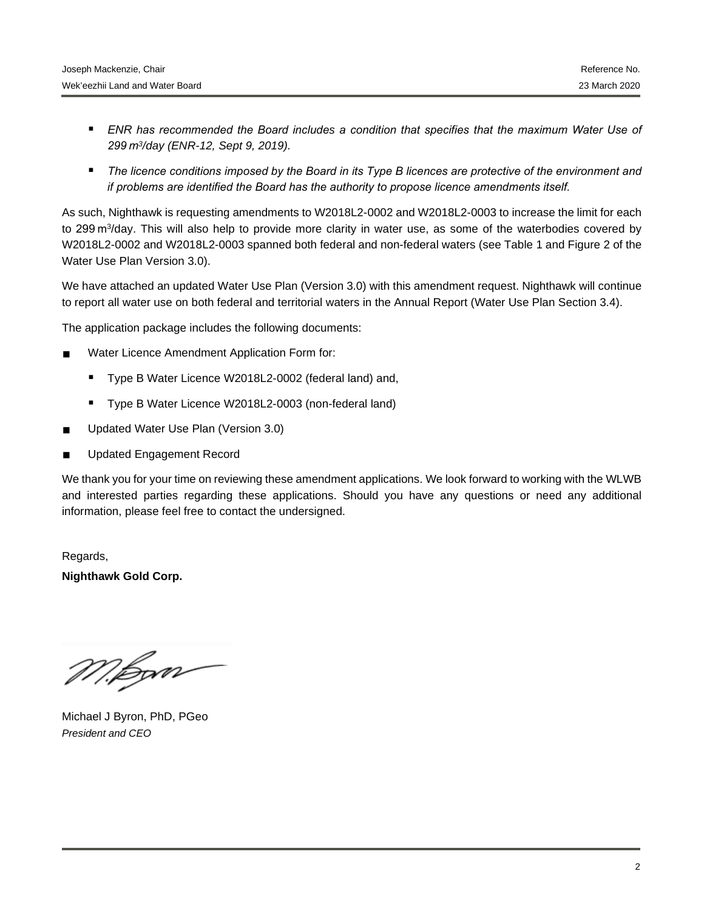- *ENR has recommended the Board includes a condition that specifies that the maximum Water Use of 299 m³/day (ENR-12, Sept 9, 2019).*
- *The licence conditions imposed by the Board in its Type B licences are protective of the environment and if problems are identified the Board has the authority to propose licence amendments itself.*

As such, Nighthawk is requesting amendments to W2018L2-0002 and W2018L2-0003 to increase the limit for each to 299 m³/day. This will also help to provide more clarity in water use, as some of the waterbodies covered by W2018L2-0002 and W2018L2-0003 spanned both federal and non-federal waters (see Table 1 and Figure 2 of the Water Use Plan Version 3.0).

We have attached an updated Water Use Plan (Version 3.0) with this amendment request. Nighthawk will continue to report all water use on both federal and territorial waters in the Annual Report (Water Use Plan Section 3.4).

The application package includes the following documents:

- Water Licence Amendment Application Form for:
  - Type B Water Licence W2018L2-0002 (federal land) and,
  - Type B Water Licence W2018L2-0003 (non-federal land)
- Updated Water Use Plan (Version 3.0)
- Updated Engagement Record

We thank you for your time on reviewing these amendment applications. We look forward to working with the WLWB and interested parties regarding these applications. Should you have any questions or need any additional information, please feel free to contact the undersigned.

Regards,

**Nighthawk Gold Corp.**

Michael J Byron, PhD, PGeo
*President and CEO*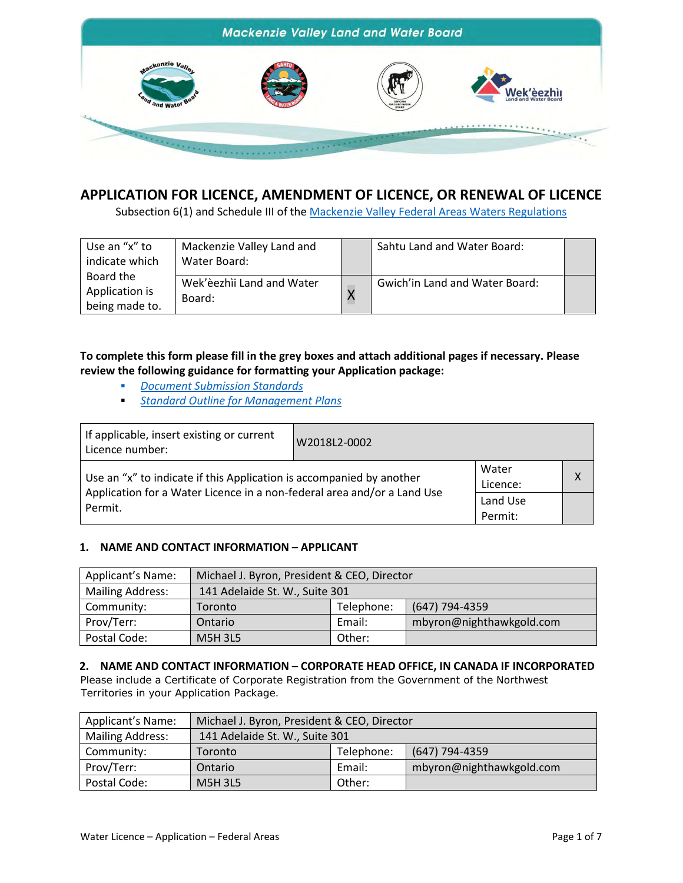Mackenzie Valley Land and Water Board

# APPLICATION FOR LICENCE, AMENDMENT OF LICENCE, OR RENEWAL OF LICENCE

Subsection 6(1) and Schedule III of the Mackenzie Valley Federal Areas Waters Regulations

| Use an "x" to indicate which Board the Application is being made to. | Mackenzie Valley Land and Water Board: | | Sahtu Land and Water Board: | |
|---|---|---|---|---|
| | Wek'èezhìi Land and Water Board: | X | Gwich'in Land and Water Board: | |

**To complete this form please fill in the grey boxes and attach additional pages if necessary. Please review the following guidance for formatting your Application package:**

- *Document Submission Standards*
- *Standard Outline for Management Plans*

| If applicable, insert existing or current Licence number: | W2018L2-0002 | |
|---|---|---|
| Use an "x" to indicate if this Application is accompanied by another Application for a Water Licence in a non-federal area and/or a Land Use Permit. | Water Licence: | X |
| | Land Use Permit: | |

### 1. NAME AND CONTACT INFORMATION – APPLICANT

| Applicant's Name: | Michael J. Byron, President & CEO, Director | | |
|---|---|---|---|
| Mailing Address: | 141 Adelaide St. W., Suite 301 | | |
| Community: | Toronto | Telephone: | (647) 794-4359 |
| Prov/Terr: | Ontario | Email: | mbyron@nighthawkgold.com |
| Postal Code: | M5H 3L5 | Other: | |

### 2. NAME AND CONTACT INFORMATION – CORPORATE HEAD OFFICE, IN CANADA IF INCORPORATED

Please include a Certificate of Corporate Registration from the Government of the Northwest Territories in your Application Package.

| Applicant's Name: | Michael J. Byron, President & CEO, Director | | |
|---|---|---|---|
| Mailing Address: | 141 Adelaide St. W., Suite 301 | | |
| Community: | Toronto | Telephone: | (647) 794-4359 |
| Prov/Terr: | Ontario | Email: | mbyron@nighthawkgold.com |
| Postal Code: | M5H 3L5 | Other: | |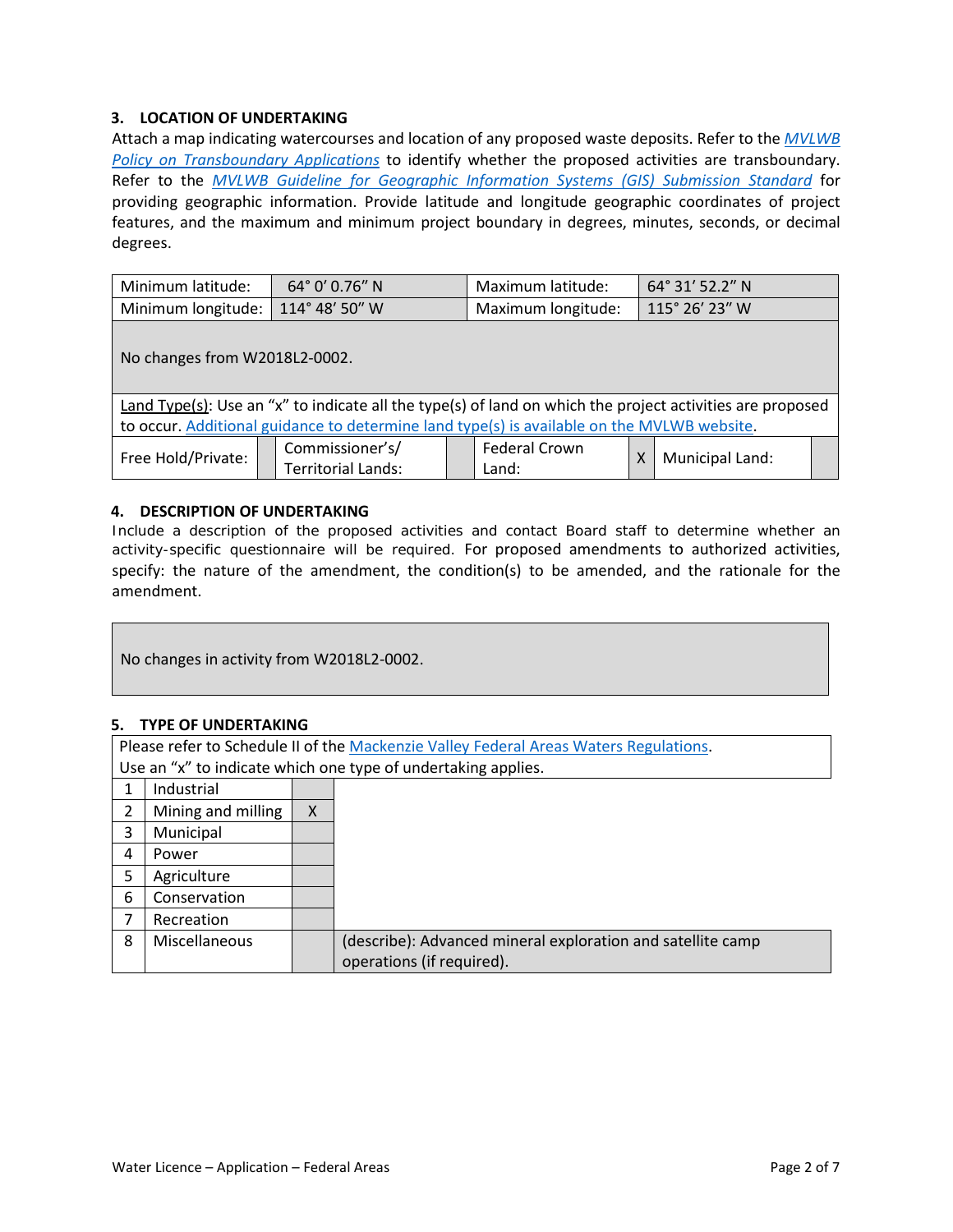### 3. LOCATION OF UNDERTAKING

Attach a map indicating watercourses and location of any proposed waste deposits. Refer to the *MVLWB Policy on Transboundary Applications* to identify whether the proposed activities are transboundary. Refer to the *MVLWB Guideline for Geographic Information Systems (GIS) Submission Standard* for providing geographic information. Provide latitude and longitude geographic coordinates of project features, and the maximum and minimum project boundary in degrees, minutes, seconds, or decimal degrees.

| Minimum latitude: | 64° 0′ 0.76″ N | Maximum latitude: | 64° 31′ 52.2″ N |
|---|---|---|---|
| Minimum longitude: | 114° 48′ 50″ W | Maximum longitude: | 115° 26′ 23″ W |

No changes from W2018L2-0002.

Land Type(s): Use an "x" to indicate all the type(s) of land on which the project activities are proposed to occur. Additional guidance to determine land type(s) is available on the MVLWB website.

| Free Hold/Private: | | Commissioner's/ Territorial Lands: | | Federal Crown Land: | X | Municipal Land: | |
|---|---|---|---|---|---|---|---|

### 4. DESCRIPTION OF UNDERTAKING

Include a description of the proposed activities and contact Board staff to determine whether an activity-specific questionnaire will be required. For proposed amendments to authorized activities, specify: the nature of the amendment, the condition(s) to be amended, and the rationale for the amendment.

No changes in activity from W2018L2-0002.

### 5. TYPE OF UNDERTAKING

Please refer to Schedule II of the Mackenzie Valley Federal Areas Waters Regulations.
Use an "x" to indicate which one type of undertaking applies.

| # | Type | X | |
|---|---|---|---|
| 1 | Industrial | | |
| 2 | Mining and milling | X | |
| 3 | Municipal | | |
| 4 | Power | | |
| 5 | Agriculture | | |
| 6 | Conservation | | |
| 7 | Recreation | | |
| 8 | Miscellaneous | | (describe): Advanced mineral exploration and satellite camp operations (if required). |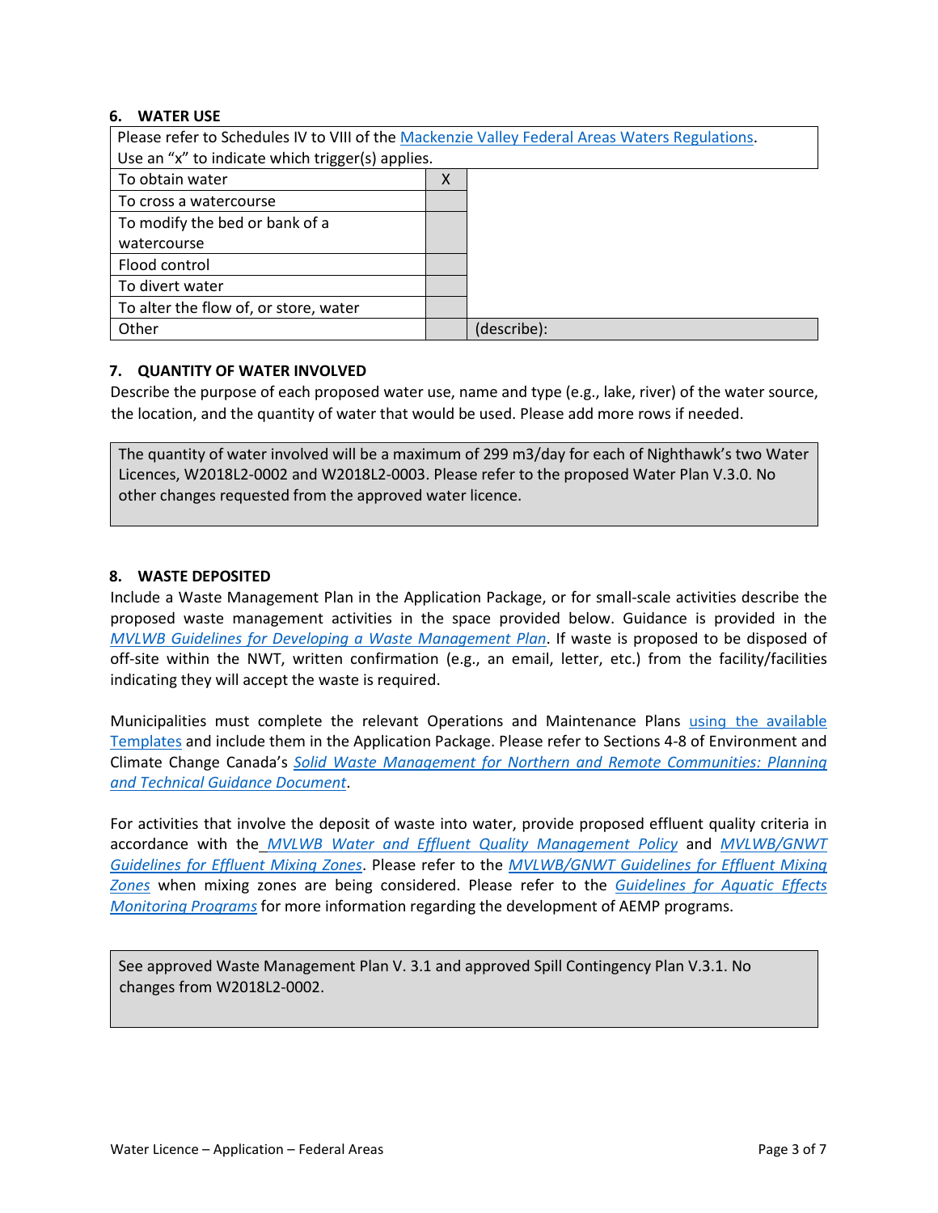### 6. WATER USE

| Please refer to Schedules IV to VIII of the Mackenzie Valley Federal Areas Waters Regulations. Use an "x" to indicate which trigger(s) applies. | | |
|---|---|---|
| To obtain water | X | |
| To cross a watercourse | | |
| To modify the bed or bank of a watercourse | | |
| Flood control | | |
| To divert water | | |
| To alter the flow of, or store, water | | |
| Other | | (describe): |

### 7. QUANTITY OF WATER INVOLVED

Describe the purpose of each proposed water use, name and type (e.g., lake, river) of the water source, the location, and the quantity of water that would be used. Please add more rows if needed.

| The quantity of water involved will be a maximum of 299 m3/day for each of Nighthawk's two Water Licences, W2018L2-0002 and W2018L2-0003. Please refer to the proposed Water Plan V.3.0. No other changes requested from the approved water licence. |
|---|

### 8. WASTE DEPOSITED

Include a Waste Management Plan in the Application Package, or for small-scale activities describe the proposed waste management activities in the space provided below. Guidance is provided in the *MVLWB Guidelines for Developing a Waste Management Plan*. If waste is proposed to be disposed of off-site within the NWT, written confirmation (e.g., an email, letter, etc.) from the facility/facilities indicating they will accept the waste is required.

Municipalities must complete the relevant Operations and Maintenance Plans using the available Templates and include them in the Application Package. Please refer to Sections 4-8 of Environment and Climate Change Canada's *Solid Waste Management for Northern and Remote Communities: Planning and Technical Guidance Document*.

For activities that involve the deposit of waste into water, provide proposed effluent quality criteria in accordance with the *MVLWB Water and Effluent Quality Management Policy* and *MVLWB/GNWT Guidelines for Effluent Mixing Zones*. Please refer to the *MVLWB/GNWT Guidelines for Effluent Mixing Zones* when mixing zones are being considered. Please refer to the *Guidelines for Aquatic Effects Monitoring Programs* for more information regarding the development of AEMP programs.

| See approved Waste Management Plan V. 3.1 and approved Spill Contingency Plan V.3.1. No changes from W2018L2-0002. |
|---|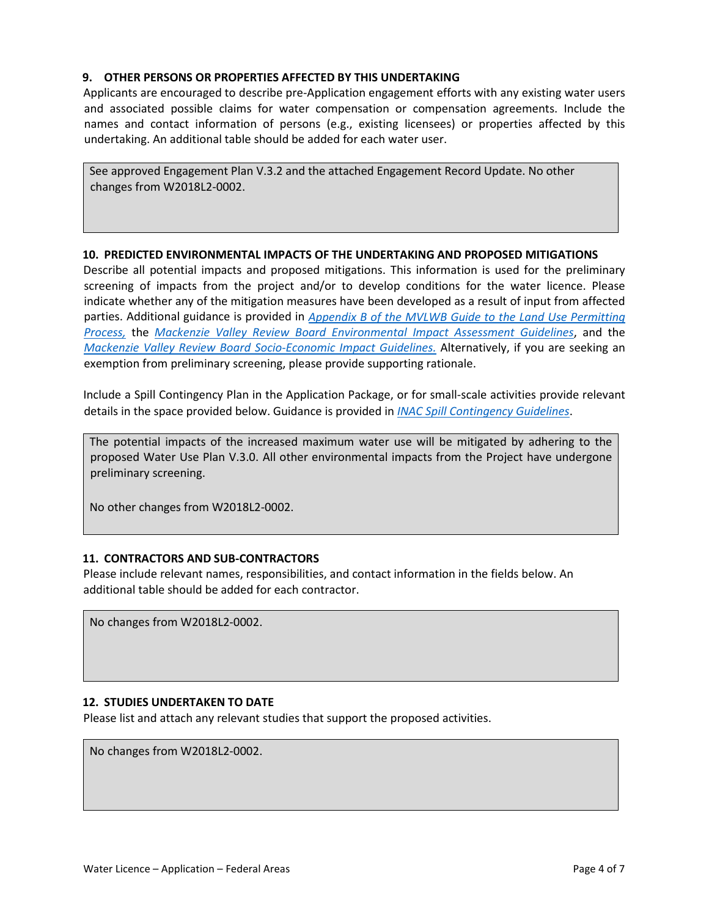## 9. OTHER PERSONS OR PROPERTIES AFFECTED BY THIS UNDERTAKING

Applicants are encouraged to describe pre-Application engagement efforts with any existing water users and associated possible claims for water compensation or compensation agreements. Include the names and contact information of persons (e.g., existing licensees) or properties affected by this undertaking. An additional table should be added for each water user.

| See approved Engagement Plan V.3.2 and the attached Engagement Record Update. No other changes from W2018L2-0002. |
|---|

## 10. PREDICTED ENVIRONMENTAL IMPACTS OF THE UNDERTAKING AND PROPOSED MITIGATIONS

Describe all potential impacts and proposed mitigations. This information is used for the preliminary screening of impacts from the project and/or to develop conditions for the water licence. Please indicate whether any of the mitigation measures have been developed as a result of input from affected parties. Additional guidance is provided in *Appendix B of the MVLWB Guide to the Land Use Permitting Process,* the *Mackenzie Valley Review Board Environmental Impact Assessment Guidelines*, and the *Mackenzie Valley Review Board Socio-Economic Impact Guidelines.* Alternatively, if you are seeking an exemption from preliminary screening, please provide supporting rationale.

Include a Spill Contingency Plan in the Application Package, or for small-scale activities provide relevant details in the space provided below. Guidance is provided in *INAC Spill Contingency Guidelines*.

| The potential impacts of the increased maximum water use will be mitigated by adhering to the proposed Water Use Plan V.3.0. All other environmental impacts from the Project have undergone preliminary screening.<br><br>No other changes from W2018L2-0002. |
|---|

## 11. CONTRACTORS AND SUB-CONTRACTORS

Please include relevant names, responsibilities, and contact information in the fields below. An additional table should be added for each contractor.

| No changes from W2018L2-0002. |
|---|

## 12. STUDIES UNDERTAKEN TO DATE

Please list and attach any relevant studies that support the proposed activities.

| No changes from W2018L2-0002. |
|---|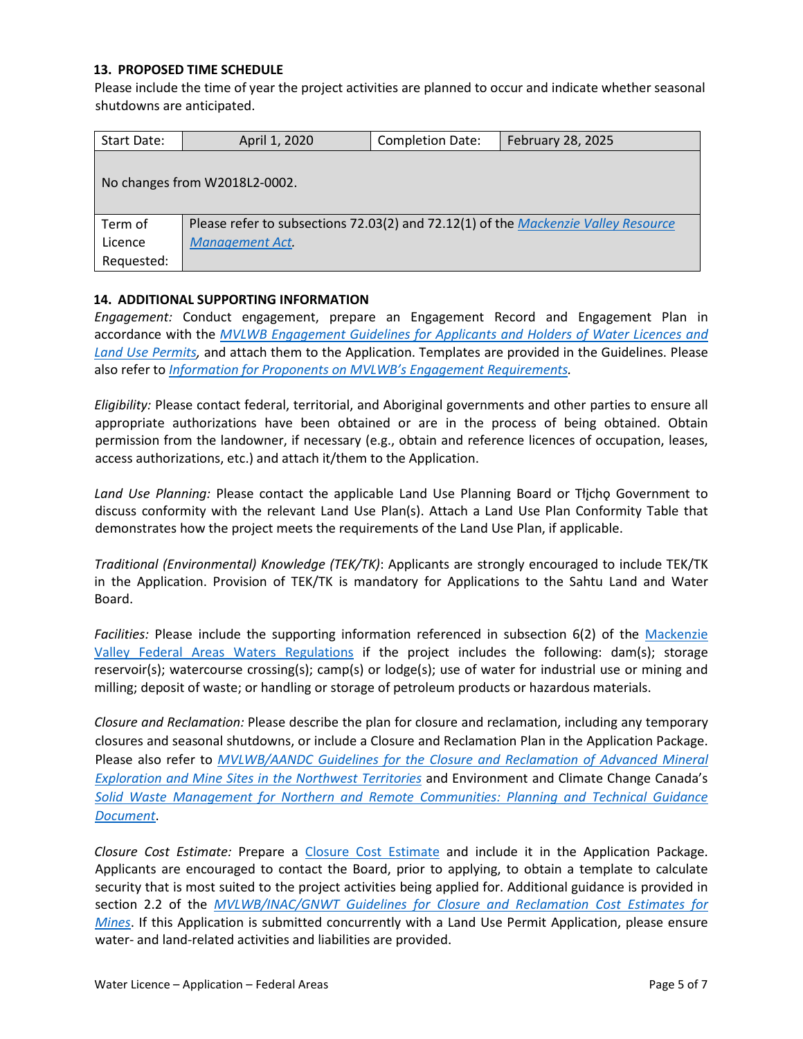### 13. PROPOSED TIME SCHEDULE

Please include the time of year the project activities are planned to occur and indicate whether seasonal shutdowns are anticipated.

| Start Date: | April 1, 2020 | Completion Date: | February 28, 2025 |
|---|---|---|---|
| No changes from W2018L2-0002. | | | |
| Term of Licence Requested: | Please refer to subsections 72.03(2) and 72.12(1) of the *Mackenzie Valley Resource Management Act.* | | |

### 14. ADDITIONAL SUPPORTING INFORMATION

*Engagement:* Conduct engagement, prepare an Engagement Record and Engagement Plan in accordance with the *MVLWB Engagement Guidelines for Applicants and Holders of Water Licences and Land Use Permits,* and attach them to the Application. Templates are provided in the Guidelines. Please also refer to *Information for Proponents on MVLWB's Engagement Requirements.*

*Eligibility:* Please contact federal, territorial, and Aboriginal governments and other parties to ensure all appropriate authorizations have been obtained or are in the process of being obtained. Obtain permission from the landowner, if necessary (e.g., obtain and reference licences of occupation, leases, access authorizations, etc.) and attach it/them to the Application.

*Land Use Planning:* Please contact the applicable Land Use Planning Board or Tłįchǫ Government to discuss conformity with the relevant Land Use Plan(s). Attach a Land Use Plan Conformity Table that demonstrates how the project meets the requirements of the Land Use Plan, if applicable.

*Traditional (Environmental) Knowledge (TEK/TK)*: Applicants are strongly encouraged to include TEK/TK in the Application. Provision of TEK/TK is mandatory for Applications to the Sahtu Land and Water Board.

*Facilities:* Please include the supporting information referenced in subsection 6(2) of the Mackenzie Valley Federal Areas Waters Regulations if the project includes the following: dam(s); storage reservoir(s); watercourse crossing(s); camp(s) or lodge(s); use of water for industrial use or mining and milling; deposit of waste; or handling or storage of petroleum products or hazardous materials.

*Closure and Reclamation:* Please describe the plan for closure and reclamation, including any temporary closures and seasonal shutdowns, or include a Closure and Reclamation Plan in the Application Package. Please also refer to *MVLWB/AANDC Guidelines for the Closure and Reclamation of Advanced Mineral Exploration and Mine Sites in the Northwest Territories* and Environment and Climate Change Canada's *Solid Waste Management for Northern and Remote Communities: Planning and Technical Guidance Document*.

*Closure Cost Estimate:* Prepare a Closure Cost Estimate and include it in the Application Package. Applicants are encouraged to contact the Board, prior to applying, to obtain a template to calculate security that is most suited to the project activities being applied for. Additional guidance is provided in section 2.2 of the *MVLWB/INAC/GNWT Guidelines for Closure and Reclamation Cost Estimates for Mines*. If this Application is submitted concurrently with a Land Use Permit Application, please ensure water- and land-related activities and liabilities are provided.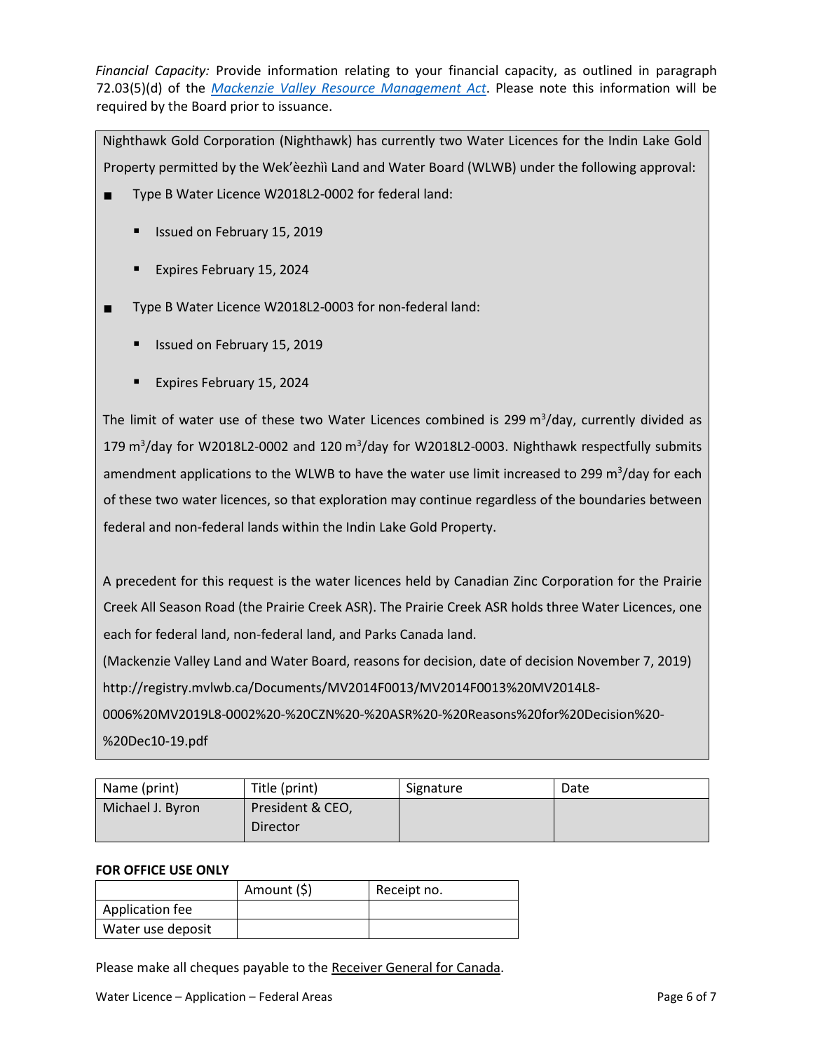*Financial Capacity:* Provide information relating to your financial capacity, as outlined in paragraph 72.03(5)(d) of the *[Mackenzie Valley Resource Management Act](Mackenzie Valley Resource Management Act)*. Please note this information will be required by the Board prior to issuance.

Nighthawk Gold Corporation (Nighthawk) has currently two Water Licences for the Indin Lake Gold Property permitted by the Wek'èezhìi Land and Water Board (WLWB) under the following approval:

- Type B Water Licence W2018L2-0002 for federal land:
  - Issued on February 15, 2019
  - Expires February 15, 2024
- Type B Water Licence W2018L2-0003 for non-federal land:
  - Issued on February 15, 2019
  - Expires February 15, 2024

The limit of water use of these two Water Licences combined is 299 $m^3$/day, currently divided as 179 $m^3$/day for W2018L2-0002 and 120 $m^3$/day for W2018L2-0003. Nighthawk respectfully submits amendment applications to the WLWB to have the water use limit increased to 299 $m^3$/day for each of these two water licences, so that exploration may continue regardless of the boundaries between federal and non-federal lands within the Indin Lake Gold Property.

A precedent for this request is the water licences held by Canadian Zinc Corporation for the Prairie Creek All Season Road (the Prairie Creek ASR). The Prairie Creek ASR holds three Water Licences, one each for federal land, non-federal land, and Parks Canada land.

(Mackenzie Valley Land and Water Board, reasons for decision, date of decision November 7, 2019)
http://registry.mvlwb.ca/Documents/MV2014F0013/MV2014F0013%20MV2014L8-0006%20MV2019L8-0002%20-%20CZN%20-%20ASR%20-%20Reasons%20for%20Decision%20-%20Dec10-19.pdf

| Name (print) | Title (print) | Signature | Date |
|---|---|---|---|
| Michael J. Byron | President & CEO, Director | | |

**FOR OFFICE USE ONLY**

| | Amount ($) | Receipt no. |
|---|---|---|
| Application fee | | |
| Water use deposit | | |

Please make all cheques payable to the Receiver General for Canada.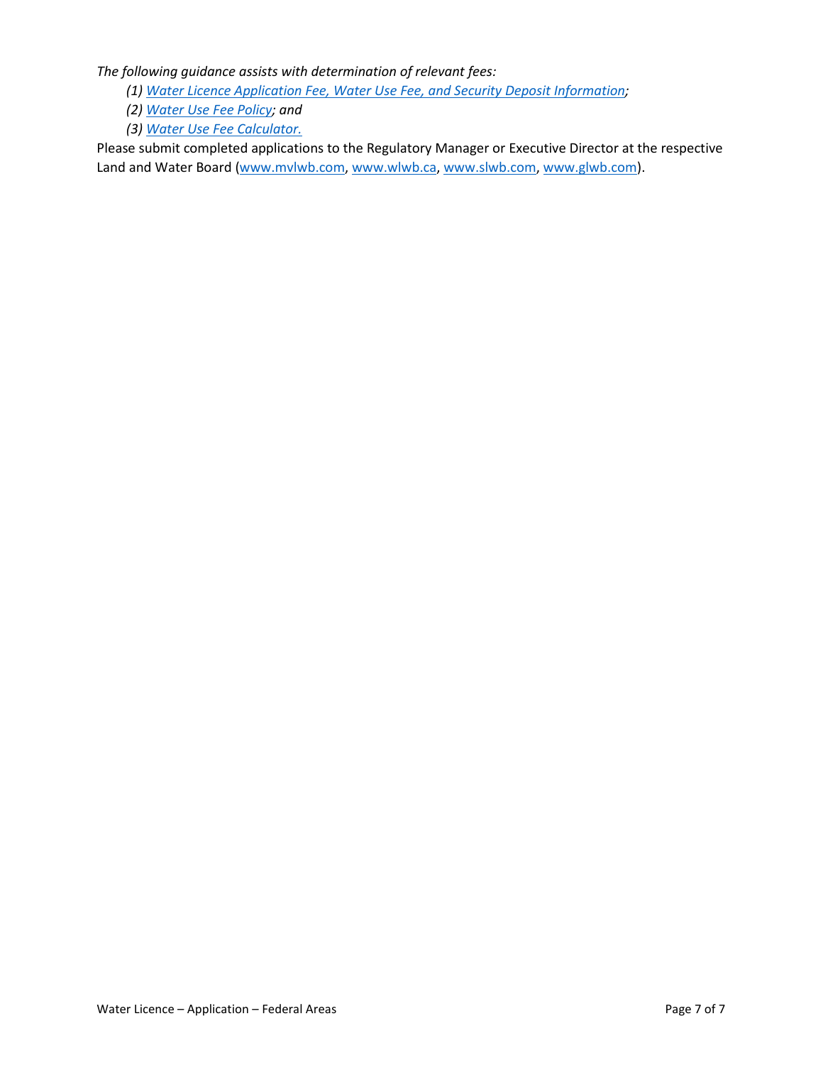*The following guidance assists with determination of relevant fees:*

*(1) Water Licence Application Fee, Water Use Fee, and Security Deposit Information;*

*(2) Water Use Fee Policy; and*

*(3) Water Use Fee Calculator.*

Please submit completed applications to the Regulatory Manager or Executive Director at the respective Land and Water Board (www.mvlwb.com, www.wlwb.ca, www.slwb.com, www.glwb.com).